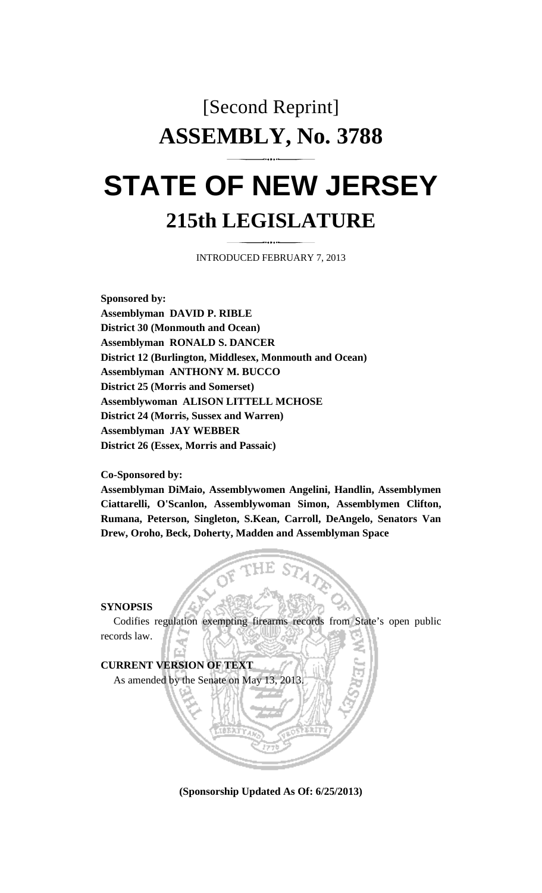# [Second Reprint]

# ASSEMBLY, No. 3788

# STATE OF NEW JERSEY

## 215th LEGISLATURE

INTRODUCED FEBRUARY 7, 2013

**Sponsored by:**
**Assemblyman DAVID P. RIBLE**
**District 30 (Monmouth and Ocean)**
**Assemblyman RONALD S. DANCER**
**District 12 (Burlington, Middlesex, Monmouth and Ocean)**
**Assemblyman ANTHONY M. BUCCO**
**District 25 (Morris and Somerset)**
**Assemblywoman ALISON LITTELL MCHOSE**
**District 24 (Morris, Sussex and Warren)**
**Assemblyman JAY WEBBER**
**District 26 (Essex, Morris and Passaic)**

**Co-Sponsored by:**
**Assemblyman DiMaio, Assemblywomen Angelini, Handlin, Assemblymen Ciattarelli, O'Scanlon, Assemblywoman Simon, Assemblymen Clifton, Rumana, Peterson, Singleton, S.Kean, Carroll, DeAngelo, Senators Van Drew, Oroho, Beck, Doherty, Madden and Assemblyman Space**

**SYNOPSIS**

Codifies regulation exempting firearms records from State's open public records law.

**CURRENT VERSION OF TEXT**

As amended by the Senate on May 13, 2013.

**(Sponsorship Updated As Of: 6/25/2013)**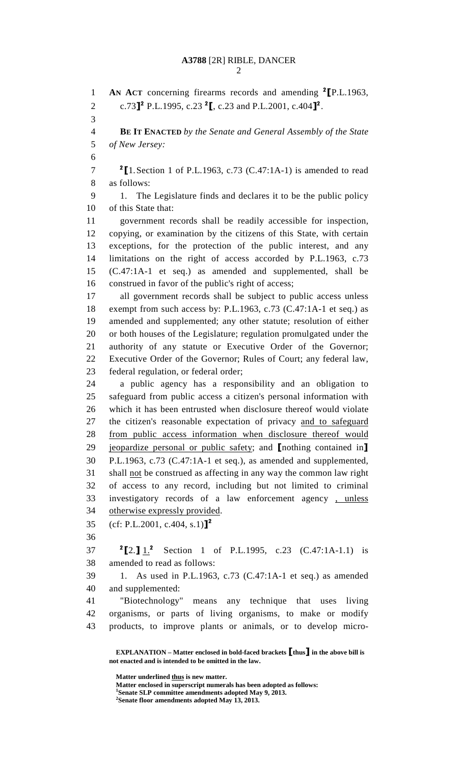**AN ACT** concerning firearms records and amending [2]⟦P.L.1963, c.73⟧[2] P.L.1995, c.23 [2]⟦, c.23 and P.L.2001, c.404⟧[2].

**BE IT ENACTED** *by the Senate and General Assembly of the State of New Jersey:*

[2]⟦1. Section 1 of P.L.1963, c.73 (C.47:1A-1) is amended to read as follows:

1. The Legislature finds and declares it to be the public policy of this State that:

government records shall be readily accessible for inspection, copying, or examination by the citizens of this State, with certain exceptions, for the protection of the public interest, and any limitations on the right of access accorded by P.L.1963, c.73 (C.47:1A-1 et seq.) as amended and supplemented, shall be construed in favor of the public's right of access;

all government records shall be subject to public access unless exempt from such access by: P.L.1963, c.73 (C.47:1A-1 et seq.) as amended and supplemented; any other statute; resolution of either or both houses of the Legislature; regulation promulgated under the authority of any statute or Executive Order of the Governor; Executive Order of the Governor; Rules of Court; any federal law, federal regulation, or federal order;

a public agency has a responsibility and an obligation to safeguard from public access a citizen's personal information with which it has been entrusted when disclosure thereof would violate the citizen's reasonable expectation of privacy <u>and to safeguard from public access information when disclosure thereof would jeopardize personal or public safety</u>; and ⟦nothing contained in⟧ P.L.1963, c.73 (C.47:1A-1 et seq.), as amended and supplemented, shall <u>not</u> be construed as affecting in any way the common law right of access to any record, including but not limited to criminal investigatory records of a law enforcement agency <u>, unless otherwise expressly provided</u>.

(cf: P.L.2001, c.404, s.1)⟧[2]

[2]⟦2.⟧ <u>1.</u>[2] Section 1 of P.L.1995, c.23 (C.47:1A-1.1) is amended to read as follows:

1. As used in P.L.1963, c.73 (C.47:1A-1 et seq.) as amended and supplemented:

"Biotechnology" means any technique that uses living organisms, or parts of living organisms, to make or modify products, to improve plants or animals, or to develop micro-

---

**EXPLANATION – Matter enclosed in bold-faced brackets ⟦thus⟧ in the above bill is not enacted and is intended to be omitted in the law.**

**Matter underlined <u>thus</u> is new matter.**
**Matter enclosed in superscript numerals has been adopted as follows:**
[1]**Senate SLP committee amendments adopted May 9, 2013.**
[2]**Senate floor amendments adopted May 13, 2013.**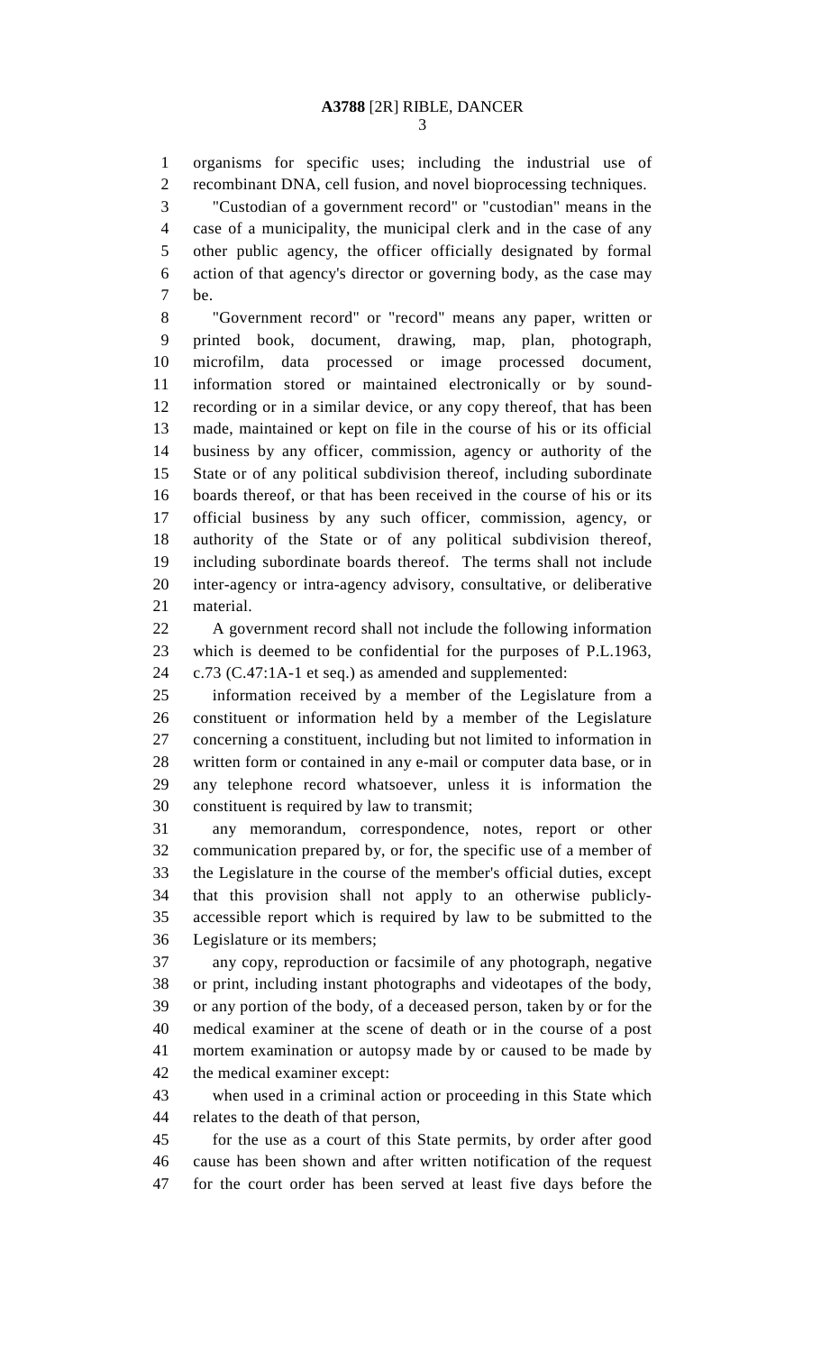organisms for specific uses; including the industrial use of recombinant DNA, cell fusion, and novel bioprocessing techniques.

"Custodian of a government record" or "custodian" means in the case of a municipality, the municipal clerk and in the case of any other public agency, the officer officially designated by formal action of that agency's director or governing body, as the case may be.

"Government record" or "record" means any paper, written or printed book, document, drawing, map, plan, photograph, microfilm, data processed or image processed document, information stored or maintained electronically or by sound-recording or in a similar device, or any copy thereof, that has been made, maintained or kept on file in the course of his or its official business by any officer, commission, agency or authority of the State or of any political subdivision thereof, including subordinate boards thereof, or that has been received in the course of his or its official business by any such officer, commission, agency, or authority of the State or of any political subdivision thereof, including subordinate boards thereof. The terms shall not include inter-agency or intra-agency advisory, consultative, or deliberative material.

A government record shall not include the following information which is deemed to be confidential for the purposes of P.L.1963, c.73 (C.47:1A-1 et seq.) as amended and supplemented:

information received by a member of the Legislature from a constituent or information held by a member of the Legislature concerning a constituent, including but not limited to information in written form or contained in any e-mail or computer data base, or in any telephone record whatsoever, unless it is information the constituent is required by law to transmit;

any memorandum, correspondence, notes, report or other communication prepared by, or for, the specific use of a member of the Legislature in the course of the member's official duties, except that this provision shall not apply to an otherwise publicly-accessible report which is required by law to be submitted to the Legislature or its members;

any copy, reproduction or facsimile of any photograph, negative or print, including instant photographs and videotapes of the body, or any portion of the body, of a deceased person, taken by or for the medical examiner at the scene of death or in the course of a post mortem examination or autopsy made by or caused to be made by the medical examiner except:

when used in a criminal action or proceeding in this State which relates to the death of that person,

for the use as a court of this State permits, by order after good cause has been shown and after written notification of the request for the court order has been served at least five days before the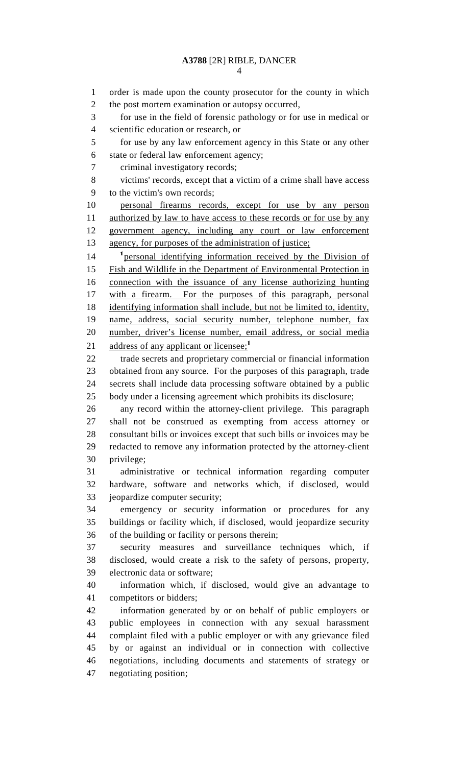order is made upon the county prosecutor for the county in which the post mortem examination or autopsy occurred,

for use in the field of forensic pathology or for use in medical or scientific education or research, or

for use by any law enforcement agency in this State or any other state or federal law enforcement agency;

criminal investigatory records;

victims' records, except that a victim of a crime shall have access to the victim's own records;

personal firearms records, except for use by any person authorized by law to have access to these records or for use by any government agency, including any court or law enforcement agency, for purposes of the administration of justice;

[1]personal identifying information received by the Division of Fish and Wildlife in the Department of Environmental Protection in connection with the issuance of any license authorizing hunting with a firearm. For the purposes of this paragraph, personal identifying information shall include, but not be limited to, identity, name, address, social security number, telephone number, fax number, driver's license number, email address, or social media address of any applicant or licensee;[1]

trade secrets and proprietary commercial or financial information obtained from any source. For the purposes of this paragraph, trade secrets shall include data processing software obtained by a public body under a licensing agreement which prohibits its disclosure;

any record within the attorney-client privilege. This paragraph shall not be construed as exempting from access attorney or consultant bills or invoices except that such bills or invoices may be redacted to remove any information protected by the attorney-client privilege;

administrative or technical information regarding computer hardware, software and networks which, if disclosed, would jeopardize computer security;

emergency or security information or procedures for any buildings or facility which, if disclosed, would jeopardize security of the building or facility or persons therein;

security measures and surveillance techniques which, if disclosed, would create a risk to the safety of persons, property, electronic data or software;

information which, if disclosed, would give an advantage to competitors or bidders;

information generated by or on behalf of public employers or public employees in connection with any sexual harassment complaint filed with a public employer or with any grievance filed by or against an individual or in connection with collective negotiations, including documents and statements of strategy or negotiating position;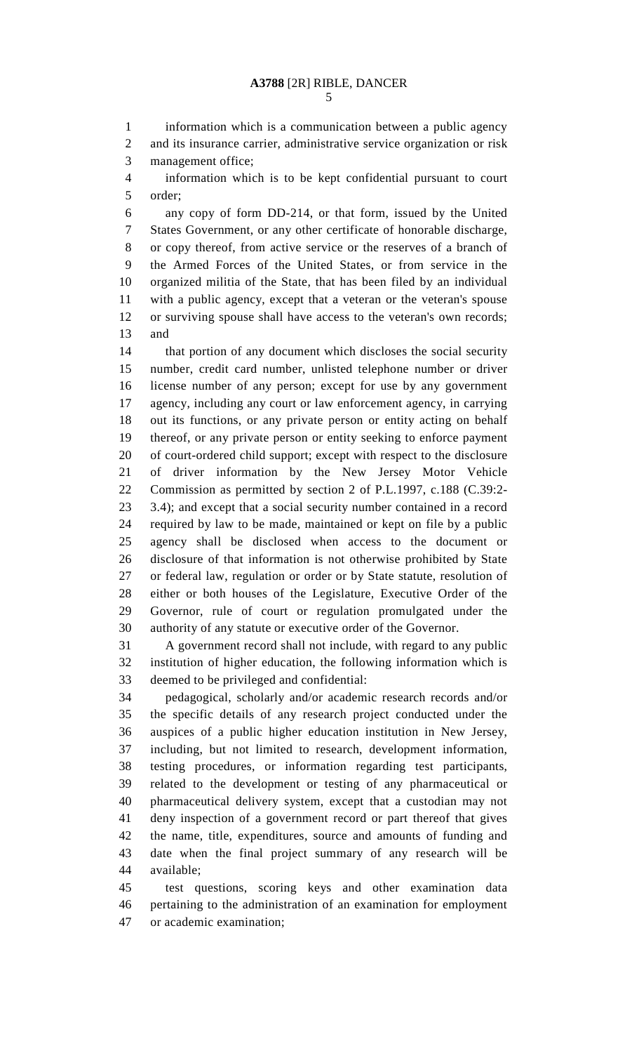information which is a communication between a public agency and its insurance carrier, administrative service organization or risk management office;

information which is to be kept confidential pursuant to court order;

any copy of form DD-214, or that form, issued by the United States Government, or any other certificate of honorable discharge, or copy thereof, from active service or the reserves of a branch of the Armed Forces of the United States, or from service in the organized militia of the State, that has been filed by an individual with a public agency, except that a veteran or the veteran's spouse or surviving spouse shall have access to the veteran's own records; and

that portion of any document which discloses the social security number, credit card number, unlisted telephone number or driver license number of any person; except for use by any government agency, including any court or law enforcement agency, in carrying out its functions, or any private person or entity acting on behalf thereof, or any private person or entity seeking to enforce payment of court-ordered child support; except with respect to the disclosure of driver information by the New Jersey Motor Vehicle Commission as permitted by section 2 of P.L.1997, c.188 (C.39:2-3.4); and except that a social security number contained in a record required by law to be made, maintained or kept on file by a public agency shall be disclosed when access to the document or disclosure of that information is not otherwise prohibited by State or federal law, regulation or order or by State statute, resolution of either or both houses of the Legislature, Executive Order of the Governor, rule of court or regulation promulgated under the authority of any statute or executive order of the Governor.

A government record shall not include, with regard to any public institution of higher education, the following information which is deemed to be privileged and confidential:

pedagogical, scholarly and/or academic research records and/or the specific details of any research project conducted under the auspices of a public higher education institution in New Jersey, including, but not limited to research, development information, testing procedures, or information regarding test participants, related to the development or testing of any pharmaceutical or pharmaceutical delivery system, except that a custodian may not deny inspection of a government record or part thereof that gives the name, title, expenditures, source and amounts of funding and date when the final project summary of any research will be available;

test questions, scoring keys and other examination data pertaining to the administration of an examination for employment or academic examination;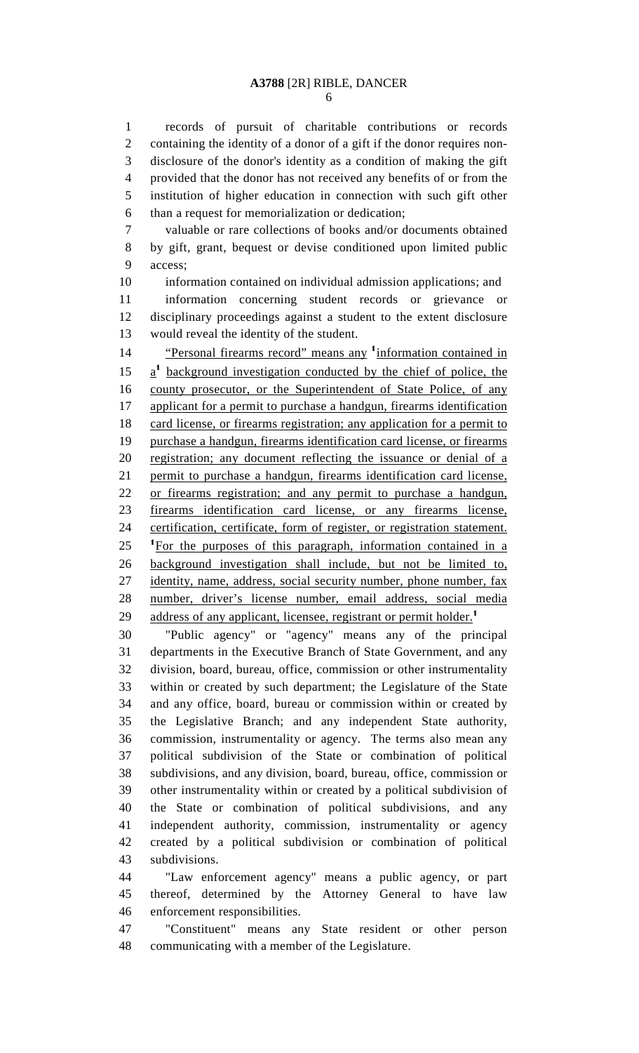records of pursuit of charitable contributions or records containing the identity of a donor of a gift if the donor requires non-disclosure of the donor's identity as a condition of making the gift provided that the donor has not received any benefits of or from the institution of higher education in connection with such gift other than a request for memorialization or dedication;

valuable or rare collections of books and/or documents obtained by gift, grant, bequest or devise conditioned upon limited public access;

information contained on individual admission applications; and

information concerning student records or grievance or disciplinary proceedings against a student to the extent disclosure would reveal the identity of the student.

"Personal firearms record" means any [1]information contained in a[1] background investigation conducted by the chief of police, the county prosecutor, or the Superintendent of State Police, of any applicant for a permit to purchase a handgun, firearms identification card license, or firearms registration; any application for a permit to purchase a handgun, firearms identification card license, or firearms registration; any document reflecting the issuance or denial of a permit to purchase a handgun, firearms identification card license, or firearms registration; and any permit to purchase a handgun, firearms identification card license, or any firearms license, certification, certificate, form of register, or registration statement. [1]For the purposes of this paragraph, information contained in a background investigation shall include, but not be limited to, identity, name, address, social security number, phone number, fax number, driver's license number, email address, social media address of any applicant, licensee, registrant or permit holder.[1]

"Public agency" or "agency" means any of the principal departments in the Executive Branch of State Government, and any division, board, bureau, office, commission or other instrumentality within or created by such department; the Legislature of the State and any office, board, bureau or commission within or created by the Legislative Branch; and any independent State authority, commission, instrumentality or agency. The terms also mean any political subdivision of the State or combination of political subdivisions, and any division, board, bureau, office, commission or other instrumentality within or created by a political subdivision of the State or combination of political subdivisions, and any independent authority, commission, instrumentality or agency created by a political subdivision or combination of political subdivisions.

"Law enforcement agency" means a public agency, or part thereof, determined by the Attorney General to have law enforcement responsibilities.

"Constituent" means any State resident or other person communicating with a member of the Legislature.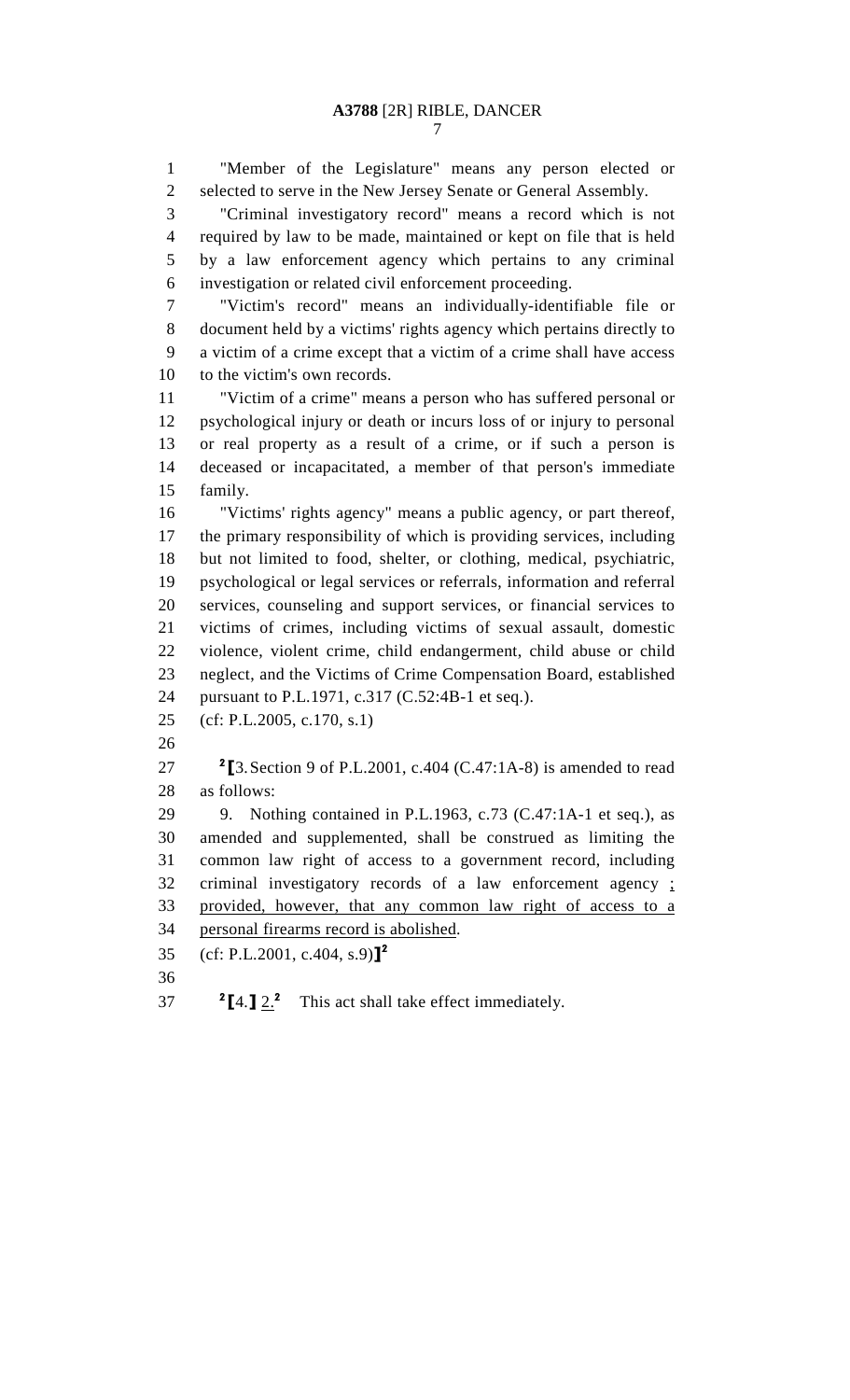"Member of the Legislature" means any person elected or selected to serve in the New Jersey Senate or General Assembly.

"Criminal investigatory record" means a record which is not required by law to be made, maintained or kept on file that is held by a law enforcement agency which pertains to any criminal investigation or related civil enforcement proceeding.

"Victim's record" means an individually-identifiable file or document held by a victims' rights agency which pertains directly to a victim of a crime except that a victim of a crime shall have access to the victim's own records.

"Victim of a crime" means a person who has suffered personal or psychological injury or death or incurs loss of or injury to personal or real property as a result of a crime, or if such a person is deceased or incapacitated, a member of that person's immediate family.

"Victims' rights agency" means a public agency, or part thereof, the primary responsibility of which is providing services, including but not limited to food, shelter, or clothing, medical, psychiatric, psychological or legal services or referrals, information and referral services, counseling and support services, or financial services to victims of crimes, including victims of sexual assault, domestic violence, violent crime, child endangerment, child abuse or child neglect, and the Victims of Crime Compensation Board, established pursuant to P.L.1971, c.317 (C.52:4B-1 et seq.).

(cf: P.L.2005, c.170, s.1)

[2]⟦3. Section 9 of P.L.2001, c.404 (C.47:1A-8) is amended to read as follows:

9. Nothing contained in P.L.1963, c.73 (C.47:1A-1 et seq.), as amended and supplemented, shall be construed as limiting the common law right of access to a government record, including criminal investigatory records of a law enforcement agency <u>; provided, however, that any common law right of access to a personal firearms record is abolished</u>.

(cf: P.L.2001, c.404, s.9)⟧[2]

[2]⟦4.⟧ <u>2.</u>[2] This act shall take effect immediately.